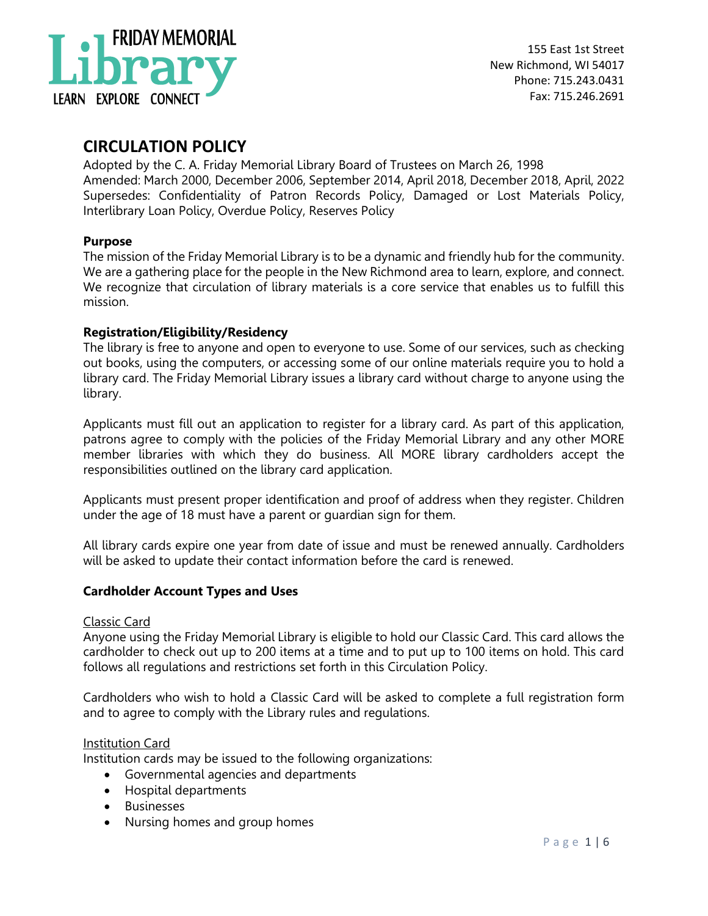FRIDAY MEMORIAL

Library

LEARN EXPLORE CONNECT

155 East 1st Street
New Richmond, WI 54017
Phone: 715.243.0431
Fax: 715.246.2691

# CIRCULATION POLICY

Adopted by the C. A. Friday Memorial Library Board of Trustees on March 26, 1998
Amended: March 2000, December 2006, September 2014, April 2018, December 2018, April, 2022
Supersedes: Confidentiality of Patron Records Policy, Damaged or Lost Materials Policy, Interlibrary Loan Policy, Overdue Policy, Reserves Policy

### Purpose

The mission of the Friday Memorial Library is to be a dynamic and friendly hub for the community. We are a gathering place for the people in the New Richmond area to learn, explore, and connect. We recognize that circulation of library materials is a core service that enables us to fulfill this mission.

### Registration/Eligibility/Residency

The library is free to anyone and open to everyone to use. Some of our services, such as checking out books, using the computers, or accessing some of our online materials require you to hold a library card. The Friday Memorial Library issues a library card without charge to anyone using the library.

Applicants must fill out an application to register for a library card. As part of this application, patrons agree to comply with the policies of the Friday Memorial Library and any other MORE member libraries with which they do business. All MORE library cardholders accept the responsibilities outlined on the library card application.

Applicants must present proper identification and proof of address when they register. Children under the age of 18 must have a parent or guardian sign for them.

All library cards expire one year from date of issue and must be renewed annually. Cardholders will be asked to update their contact information before the card is renewed.

### Cardholder Account Types and Uses

Classic Card

Anyone using the Friday Memorial Library is eligible to hold our Classic Card. This card allows the cardholder to check out up to 200 items at a time and to put up to 100 items on hold. This card follows all regulations and restrictions set forth in this Circulation Policy.

Cardholders who wish to hold a Classic Card will be asked to complete a full registration form and to agree to comply with the Library rules and regulations.

Institution Card

Institution cards may be issued to the following organizations:

- Governmental agencies and departments
- Hospital departments
- Businesses
- Nursing homes and group homes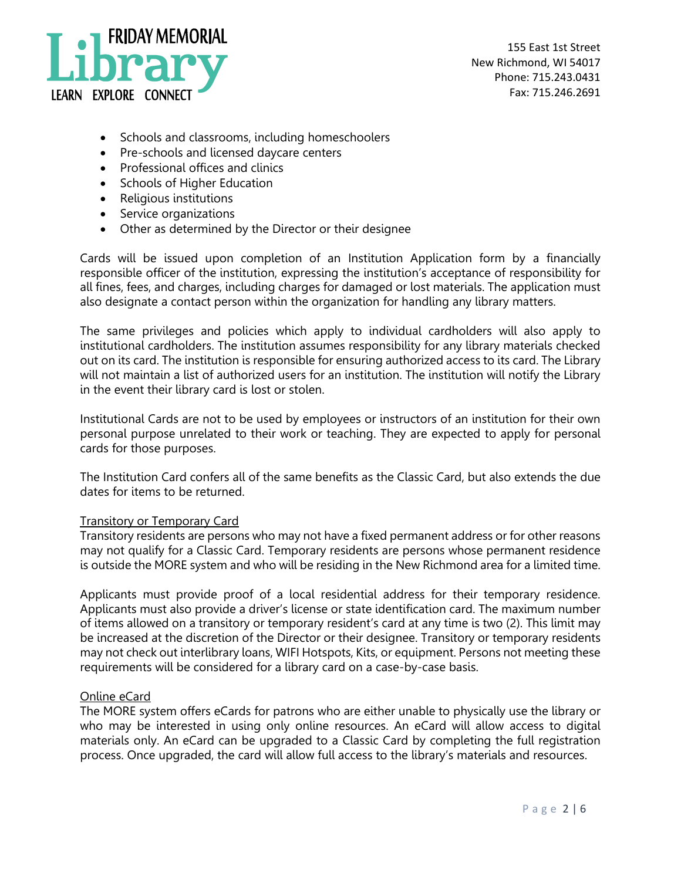- Schools and classrooms, including homeschoolers
- Pre-schools and licensed daycare centers
- Professional offices and clinics
- Schools of Higher Education
- Religious institutions
- Service organizations
- Other as determined by the Director or their designee

Cards will be issued upon completion of an Institution Application form by a financially responsible officer of the institution, expressing the institution's acceptance of responsibility for all fines, fees, and charges, including charges for damaged or lost materials. The application must also designate a contact person within the organization for handling any library matters.

The same privileges and policies which apply to individual cardholders will also apply to institutional cardholders. The institution assumes responsibility for any library materials checked out on its card. The institution is responsible for ensuring authorized access to its card. The Library will not maintain a list of authorized users for an institution. The institution will notify the Library in the event their library card is lost or stolen.

Institutional Cards are not to be used by employees or instructors of an institution for their own personal purpose unrelated to their work or teaching. They are expected to apply for personal cards for those purposes.

The Institution Card confers all of the same benefits as the Classic Card, but also extends the due dates for items to be returned.

Transitory or Temporary Card

Transitory residents are persons who may not have a fixed permanent address or for other reasons may not qualify for a Classic Card. Temporary residents are persons whose permanent residence is outside the MORE system and who will be residing in the New Richmond area for a limited time.

Applicants must provide proof of a local residential address for their temporary residence. Applicants must also provide a driver's license or state identification card. The maximum number of items allowed on a transitory or temporary resident's card at any time is two (2). This limit may be increased at the discretion of the Director or their designee. Transitory or temporary residents may not check out interlibrary loans, WIFI Hotspots, Kits, or equipment. Persons not meeting these requirements will be considered for a library card on a case-by-case basis.

Online eCard

The MORE system offers eCards for patrons who are either unable to physically use the library or who may be interested in using only online resources. An eCard will allow access to digital materials only. An eCard can be upgraded to a Classic Card by completing the full registration process. Once upgraded, the card will allow full access to the library's materials and resources.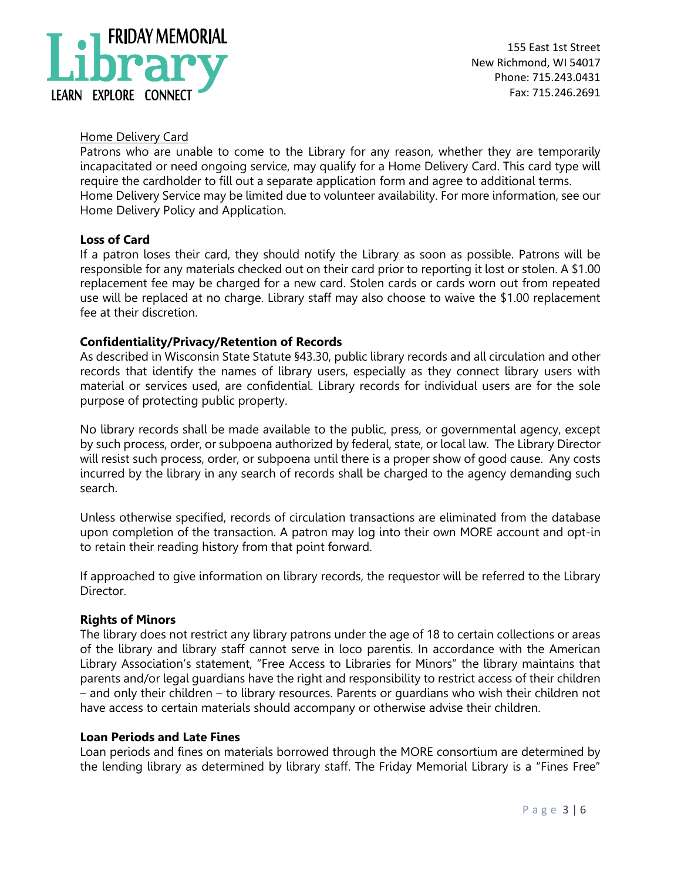Home Delivery Card

Patrons who are unable to come to the Library for any reason, whether they are temporarily incapacitated or need ongoing service, may qualify for a Home Delivery Card. This card type will require the cardholder to fill out a separate application form and agree to additional terms. Home Delivery Service may be limited due to volunteer availability. For more information, see our Home Delivery Policy and Application.

**Loss of Card**

If a patron loses their card, they should notify the Library as soon as possible. Patrons will be responsible for any materials checked out on their card prior to reporting it lost or stolen. A $1.00 replacement fee may be charged for a new card. Stolen cards or cards worn out from repeated use will be replaced at no charge. Library staff may also choose to waive the $1.00 replacement fee at their discretion.

**Confidentiality/Privacy/Retention of Records**

As described in Wisconsin State Statute §43.30, public library records and all circulation and other records that identify the names of library users, especially as they connect library users with material or services used, are confidential. Library records for individual users are for the sole purpose of protecting public property.

No library records shall be made available to the public, press, or governmental agency, except by such process, order, or subpoena authorized by federal, state, or local law. The Library Director will resist such process, order, or subpoena until there is a proper show of good cause. Any costs incurred by the library in any search of records shall be charged to the agency demanding such search.

Unless otherwise specified, records of circulation transactions are eliminated from the database upon completion of the transaction. A patron may log into their own MORE account and opt-in to retain their reading history from that point forward.

If approached to give information on library records, the requestor will be referred to the Library Director.

**Rights of Minors**

The library does not restrict any library patrons under the age of 18 to certain collections or areas of the library and library staff cannot serve in loco parentis. In accordance with the American Library Association's statement, "Free Access to Libraries for Minors" the library maintains that parents and/or legal guardians have the right and responsibility to restrict access of their children – and only their children – to library resources. Parents or guardians who wish their children not have access to certain materials should accompany or otherwise advise their children.

**Loan Periods and Late Fines**

Loan periods and fines on materials borrowed through the MORE consortium are determined by the lending library as determined by library staff. The Friday Memorial Library is a "Fines Free"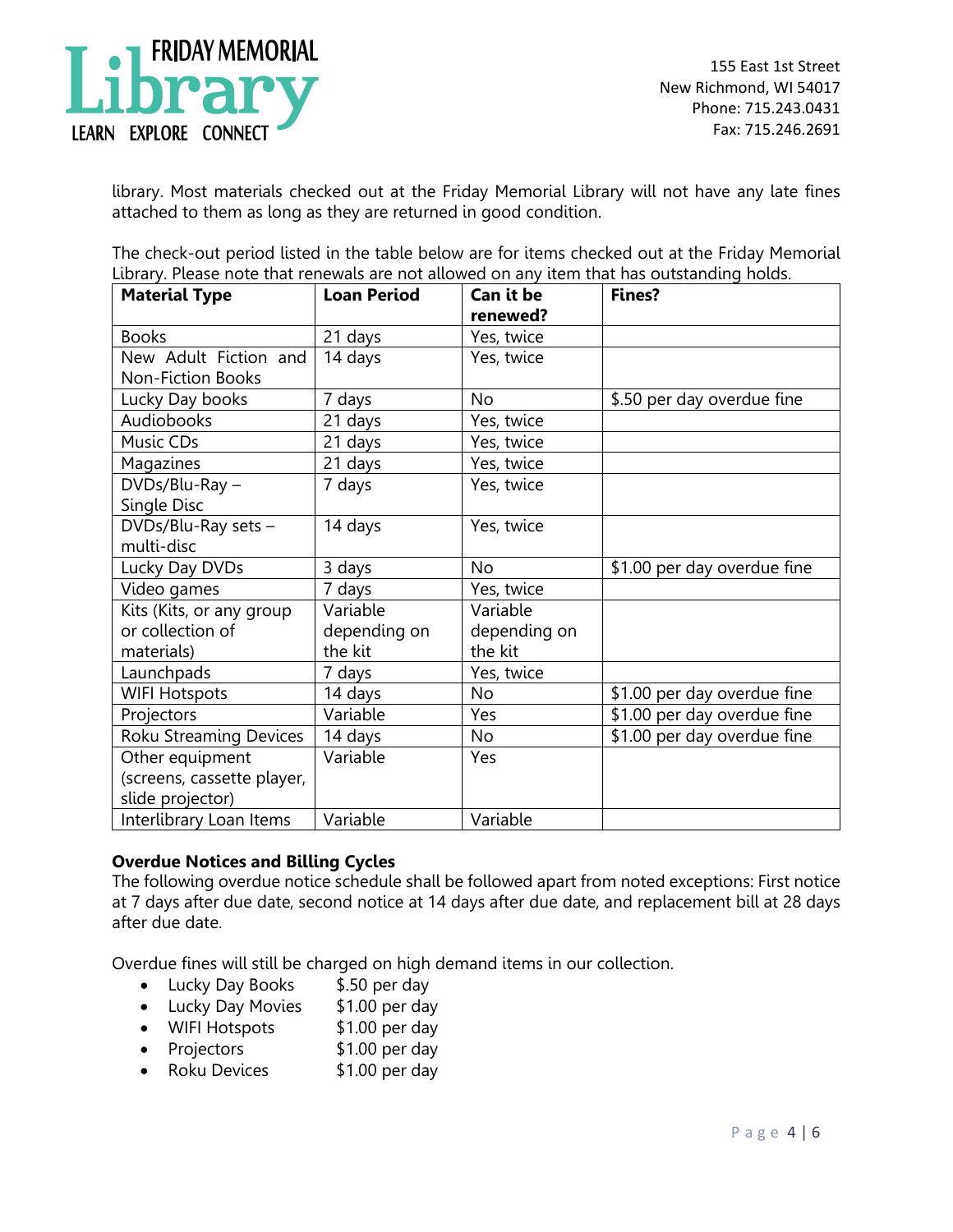library. Most materials checked out at the Friday Memorial Library will not have any late fines attached to them as long as they are returned in good condition.

The check-out period listed in the table below are for items checked out at the Friday Memorial Library. Please note that renewals are not allowed on any item that has outstanding holds.

| Material Type | Loan Period | Can it be renewed? | Fines? |
|---|---|---|---|
| Books | 21 days | Yes, twice | |
| New Adult Fiction and Non-Fiction Books | 14 days | Yes, twice | |
| Lucky Day books | 7 days | No | $.50 per day overdue fine |
| Audiobooks | 21 days | Yes, twice | |
| Music CDs | 21 days | Yes, twice | |
| Magazines | 21 days | Yes, twice | |
| DVDs/Blu-Ray – Single Disc | 7 days | Yes, twice | |
| DVDs/Blu-Ray sets – multi-disc | 14 days | Yes, twice | |
| Lucky Day DVDs | 3 days | No | $1.00 per day overdue fine |
| Video games | 7 days | Yes, twice | |
| Kits (Kits, or any group or collection of materials) | Variable depending on the kit | Variable depending on the kit | |
| Launchpads | 7 days | Yes, twice | |
| WIFI Hotspots | 14 days | No | $1.00 per day overdue fine |
| Projectors | Variable | Yes | $1.00 per day overdue fine |
| Roku Streaming Devices | 14 days | No | $1.00 per day overdue fine |
| Other equipment (screens, cassette player, slide projector) | Variable | Yes | |
| Interlibrary Loan Items | Variable | Variable | |

**Overdue Notices and Billing Cycles**

The following overdue notice schedule shall be followed apart from noted exceptions: First notice at 7 days after due date, second notice at 14 days after due date, and replacement bill at 28 days after due date.

Overdue fines will still be charged on high demand items in our collection.

- Lucky Day Books $.50 per day
- Lucky Day Movies $1.00 per day
- WIFI Hotspots $1.00 per day
- Projectors $1.00 per day
- Roku Devices $1.00 per day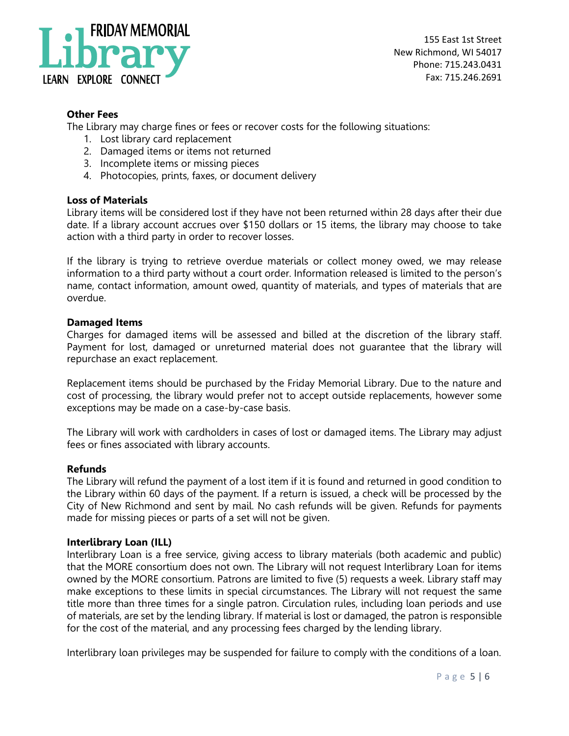### Other Fees

The Library may charge fines or fees or recover costs for the following situations:

1. Lost library card replacement
2. Damaged items or items not returned
3. Incomplete items or missing pieces
4. Photocopies, prints, faxes, or document delivery

### Loss of Materials

Library items will be considered lost if they have not been returned within 28 days after their due date. If a library account accrues over $150 dollars or 15 items, the library may choose to take action with a third party in order to recover losses.

If the library is trying to retrieve overdue materials or collect money owed, we may release information to a third party without a court order. Information released is limited to the person's name, contact information, amount owed, quantity of materials, and types of materials that are overdue.

### Damaged Items

Charges for damaged items will be assessed and billed at the discretion of the library staff. Payment for lost, damaged or unreturned material does not guarantee that the library will repurchase an exact replacement.

Replacement items should be purchased by the Friday Memorial Library. Due to the nature and cost of processing, the library would prefer not to accept outside replacements, however some exceptions may be made on a case-by-case basis.

The Library will work with cardholders in cases of lost or damaged items. The Library may adjust fees or fines associated with library accounts.

### Refunds

The Library will refund the payment of a lost item if it is found and returned in good condition to the Library within 60 days of the payment. If a return is issued, a check will be processed by the City of New Richmond and sent by mail. No cash refunds will be given. Refunds for payments made for missing pieces or parts of a set will not be given.

### Interlibrary Loan (ILL)

Interlibrary Loan is a free service, giving access to library materials (both academic and public) that the MORE consortium does not own. The Library will not request Interlibrary Loan for items owned by the MORE consortium. Patrons are limited to five (5) requests a week. Library staff may make exceptions to these limits in special circumstances. The Library will not request the same title more than three times for a single patron. Circulation rules, including loan periods and use of materials, are set by the lending library. If material is lost or damaged, the patron is responsible for the cost of the material, and any processing fees charged by the lending library.

Interlibrary loan privileges may be suspended for failure to comply with the conditions of a loan.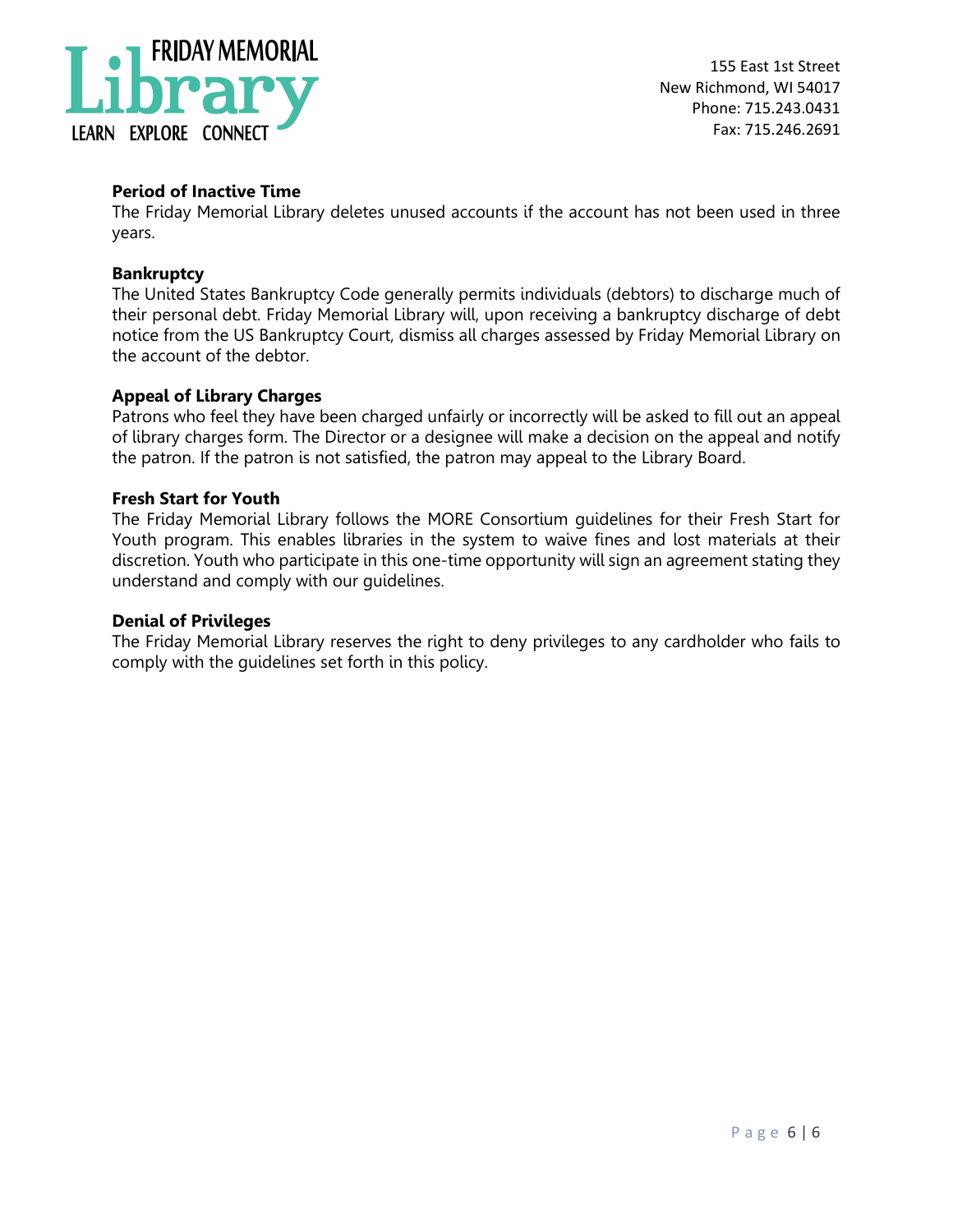**Period of Inactive Time**
The Friday Memorial Library deletes unused accounts if the account has not been used in three years.

**Bankruptcy**
The United States Bankruptcy Code generally permits individuals (debtors) to discharge much of their personal debt. Friday Memorial Library will, upon receiving a bankruptcy discharge of debt notice from the US Bankruptcy Court, dismiss all charges assessed by Friday Memorial Library on the account of the debtor.

**Appeal of Library Charges**
Patrons who feel they have been charged unfairly or incorrectly will be asked to fill out an appeal of library charges form. The Director or a designee will make a decision on the appeal and notify the patron. If the patron is not satisfied, the patron may appeal to the Library Board.

**Fresh Start for Youth**
The Friday Memorial Library follows the MORE Consortium guidelines for their Fresh Start for Youth program. This enables libraries in the system to waive fines and lost materials at their discretion. Youth who participate in this one-time opportunity will sign an agreement stating they understand and comply with our guidelines.

**Denial of Privileges**
The Friday Memorial Library reserves the right to deny privileges to any cardholder who fails to comply with the guidelines set forth in this policy.